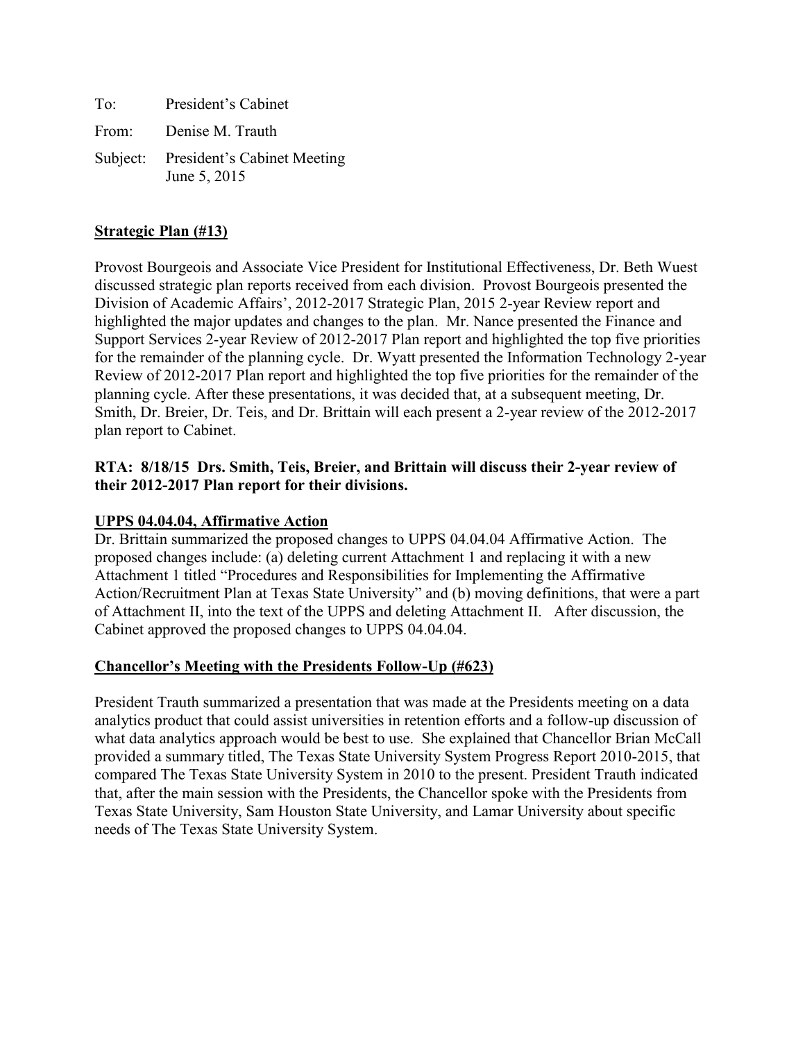To: President's Cabinet

From: Denise M. Trauth

Subject: President's Cabinet Meeting
June 5, 2015

**Strategic Plan (#13)**

Provost Bourgeois and Associate Vice President for Institutional Effectiveness, Dr. Beth Wuest discussed strategic plan reports received from each division. Provost Bourgeois presented the Division of Academic Affairs', 2012-2017 Strategic Plan, 2015 2-year Review report and highlighted the major updates and changes to the plan. Mr. Nance presented the Finance and Support Services 2-year Review of 2012-2017 Plan report and highlighted the top five priorities for the remainder of the planning cycle. Dr. Wyatt presented the Information Technology 2-year Review of 2012-2017 Plan report and highlighted the top five priorities for the remainder of the planning cycle. After these presentations, it was decided that, at a subsequent meeting, Dr. Smith, Dr. Breier, Dr. Teis, and Dr. Brittain will each present a 2-year review of the 2012-2017 plan report to Cabinet.

**RTA: 8/18/15 Drs. Smith, Teis, Breier, and Brittain will discuss their 2-year review of their 2012-2017 Plan report for their divisions.**

**UPPS 04.04.04, Affirmative Action**

Dr. Brittain summarized the proposed changes to UPPS 04.04.04 Affirmative Action. The proposed changes include: (a) deleting current Attachment 1 and replacing it with a new Attachment 1 titled "Procedures and Responsibilities for Implementing the Affirmative Action/Recruitment Plan at Texas State University" and (b) moving definitions, that were a part of Attachment II, into the text of the UPPS and deleting Attachment II. After discussion, the Cabinet approved the proposed changes to UPPS 04.04.04.

**Chancellor's Meeting with the Presidents Follow-Up (#623)**

President Trauth summarized a presentation that was made at the Presidents meeting on a data analytics product that could assist universities in retention efforts and a follow-up discussion of what data analytics approach would be best to use. She explained that Chancellor Brian McCall provided a summary titled, The Texas State University System Progress Report 2010-2015, that compared The Texas State University System in 2010 to the present. President Trauth indicated that, after the main session with the Presidents, the Chancellor spoke with the Presidents from Texas State University, Sam Houston State University, and Lamar University about specific needs of The Texas State University System.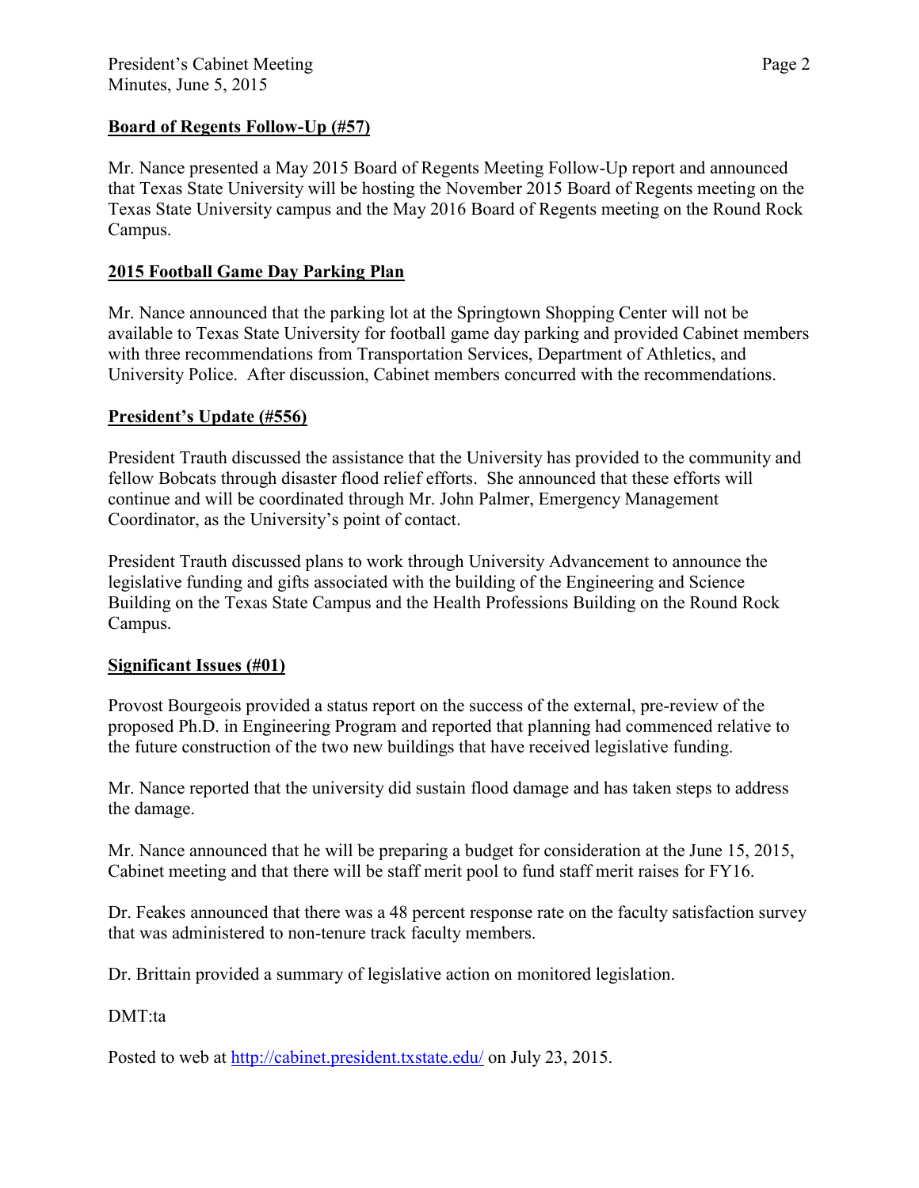**Board of Regents Follow-Up (#57)**

Mr. Nance presented a May 2015 Board of Regents Meeting Follow-Up report and announced that Texas State University will be hosting the November 2015 Board of Regents meeting on the Texas State University campus and the May 2016 Board of Regents meeting on the Round Rock Campus.

**2015 Football Game Day Parking Plan**

Mr. Nance announced that the parking lot at the Springtown Shopping Center will not be available to Texas State University for football game day parking and provided Cabinet members with three recommendations from Transportation Services, Department of Athletics, and University Police. After discussion, Cabinet members concurred with the recommendations.

**President's Update (#556)**

President Trauth discussed the assistance that the University has provided to the community and fellow Bobcats through disaster flood relief efforts. She announced that these efforts will continue and will be coordinated through Mr. John Palmer, Emergency Management Coordinator, as the University's point of contact.

President Trauth discussed plans to work through University Advancement to announce the legislative funding and gifts associated with the building of the Engineering and Science Building on the Texas State Campus and the Health Professions Building on the Round Rock Campus.

**Significant Issues (#01)**

Provost Bourgeois provided a status report on the success of the external, pre-review of the proposed Ph.D. in Engineering Program and reported that planning had commenced relative to the future construction of the two new buildings that have received legislative funding.

Mr. Nance reported that the university did sustain flood damage and has taken steps to address the damage.

Mr. Nance announced that he will be preparing a budget for consideration at the June 15, 2015, Cabinet meeting and that there will be staff merit pool to fund staff merit raises for FY16.

Dr. Feakes announced that there was a 48 percent response rate on the faculty satisfaction survey that was administered to non-tenure track faculty members.

Dr. Brittain provided a summary of legislative action on monitored legislation.

DMT:ta

Posted to web at http://cabinet.president.txstate.edu/ on July 23, 2015.